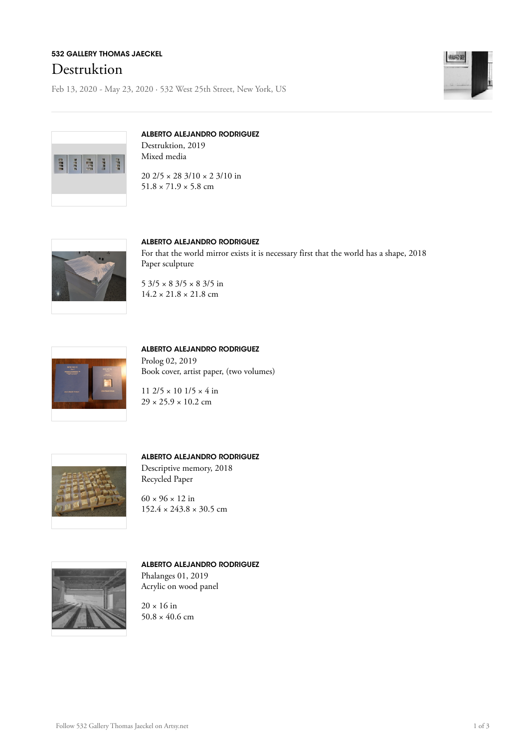532 GALLERY THOMAS JAECKEL

# Destruktion

Feb 13, 2020 - May 23, 2020 · 532 West 25th Street, New York, US

---

**ALBERTO ALEJANDRO RODRIGUEZ**

Destruktion, 2019

Mixed media

20 2/5 × 28 3/10 × 2 3/10 in

51.8 × 71.9 × 5.8 cm

**ALBERTO ALEJANDRO RODRIGUEZ**

For that the world mirror exists it is necessary first that the world has a shape, 2018

Paper sculpture

5 3/5 × 8 3/5 × 8 3/5 in

14.2 × 21.8 × 21.8 cm

**ALBERTO ALEJANDRO RODRIGUEZ**

Prolog 02, 2019

Book cover, artist paper, (two volumes)

11 2/5 × 10 1/5 × 4 in

29 × 25.9 × 10.2 cm

**ALBERTO ALEJANDRO RODRIGUEZ**

Descriptive memory, 2018

Recycled Paper

60 × 96 × 12 in

152.4 × 243.8 × 30.5 cm

**ALBERTO ALEJANDRO RODRIGUEZ**

Phalanges 01, 2019

Acrylic on wood panel

20 × 16 in

50.8 × 40.6 cm

Follow 532 Gallery Thomas Jaeckel on Artsy.net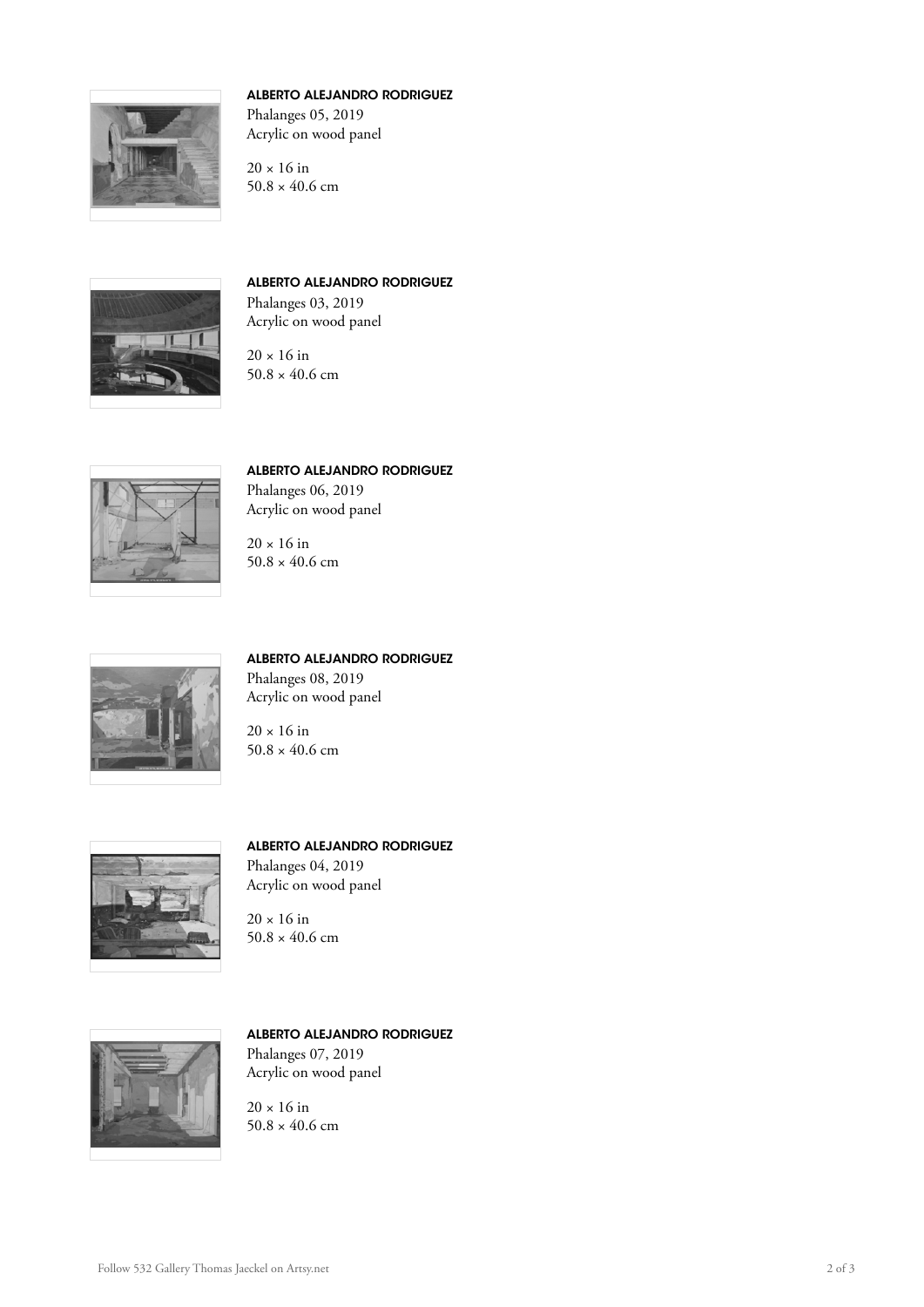**ALBERTO ALEJANDRO RODRIGUEZ**
Phalanges 05, 2019
Acrylic on wood panel

20 × 16 in
50.8 × 40.6 cm

**ALBERTO ALEJANDRO RODRIGUEZ**
Phalanges 03, 2019
Acrylic on wood panel

20 × 16 in
50.8 × 40.6 cm

**ALBERTO ALEJANDRO RODRIGUEZ**
Phalanges 06, 2019
Acrylic on wood panel

20 × 16 in
50.8 × 40.6 cm

**ALBERTO ALEJANDRO RODRIGUEZ**
Phalanges 08, 2019
Acrylic on wood panel

20 × 16 in
50.8 × 40.6 cm

**ALBERTO ALEJANDRO RODRIGUEZ**
Phalanges 04, 2019
Acrylic on wood panel

20 × 16 in
50.8 × 40.6 cm

**ALBERTO ALEJANDRO RODRIGUEZ**
Phalanges 07, 2019
Acrylic on wood panel

20 × 16 in
50.8 × 40.6 cm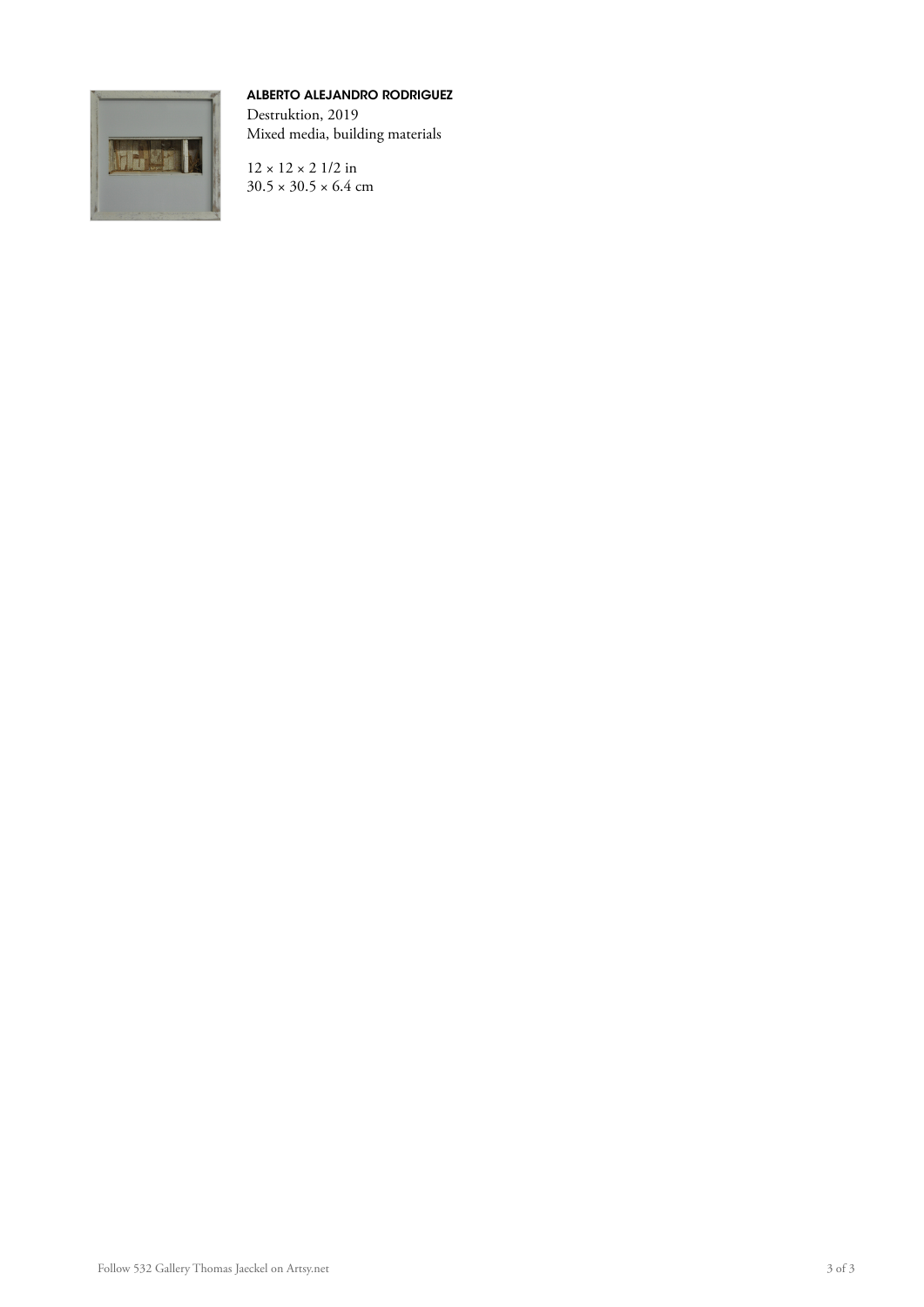**ALBERTO ALEJANDRO RODRIGUEZ**

Destruktion, 2019
Mixed media, building materials

12 × 12 × 2 1/2 in
30.5 × 30.5 × 6.4 cm

Follow 532 Gallery Thomas Jaeckel on Artsy.net